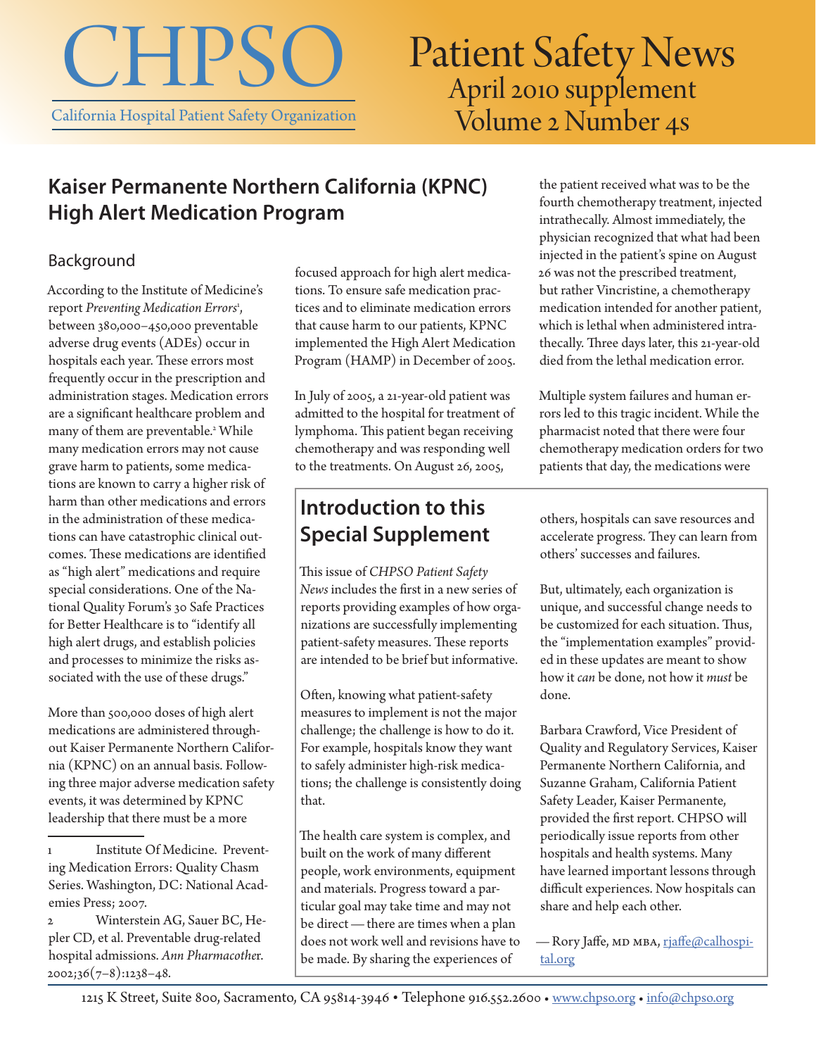# CHPSO

California Hospital Patient Safety Organization

# Patient Safety News

April 2010 supplement
Volume 2 Number 4s

## Kaiser Permanente Northern California (KPNC) High Alert Medication Program

### Background

According to the Institute of Medicine's report *Preventing Medication Errors*[1], between 380,000–450,000 preventable adverse drug events (ADEs) occur in hospitals each year. These errors most frequently occur in the prescription and administration stages. Medication errors are a significant healthcare problem and many of them are preventable.[2] While many medication errors may not cause grave harm to patients, some medications are known to carry a higher risk of harm than other medications and errors in the administration of these medications can have catastrophic clinical outcomes. These medications are identified as "high alert" medications and require special considerations. One of the National Quality Forum's 30 Safe Practices for Better Healthcare is to "identify all high alert drugs, and establish policies and processes to minimize the risks associated with the use of these drugs."

More than 500,000 doses of high alert medications are administered throughout Kaiser Permanente Northern California (KPNC) on an annual basis. Following three major adverse medication safety events, it was determined by KPNC leadership that there must be a more focused approach for high alert medications. To ensure safe medication practices and to eliminate medication errors that cause harm to our patients, KPNC implemented the High Alert Medication Program (HAMP) in December of 2005.

In July of 2005, a 21-year-old patient was admitted to the hospital for treatment of lymphoma. This patient began receiving chemotherapy and was responding well to the treatments. On August 26, 2005, the patient received what was to be the fourth chemotherapy treatment, injected intrathecally. Almost immediately, the physician recognized that what had been injected in the patient's spine on August 26 was not the prescribed treatment, but rather Vincristine, a chemotherapy medication intended for another patient, which is lethal when administered intrathecally. Three days later, this 21-year-old died from the lethal medication error.

Multiple system failures and human errors led to this tragic incident. While the pharmacist noted that there were four chemotherapy medication orders for two patients that day, the medications were

1 Institute Of Medicine. Preventing Medication Errors: Quality Chasm Series. Washington, DC: National Academies Press; 2007.

2 Winterstein AG, Sauer BC, Hepler CD, et al. Preventable drug-related hospital admissions. *Ann Pharmacother*. 2002;36(7–8):1238–48.

## Introduction to this Special Supplement

This issue of *CHPSO Patient Safety News* includes the first in a new series of reports providing examples of how organizations are successfully implementing patient-safety measures. These reports are intended to be brief but informative.

Often, knowing what patient-safety measures to implement is not the major challenge; the challenge is how to do it. For example, hospitals know they want to safely administer high-risk medications; the challenge is consistently doing that.

The health care system is complex, and built on the work of many different people, work environments, equipment and materials. Progress toward a particular goal may take time and may not be direct — there are times when a plan does not work well and revisions have to be made. By sharing the experiences of others, hospitals can save resources and accelerate progress. They can learn from others' successes and failures.

But, ultimately, each organization is unique, and successful change needs to be customized for each situation. Thus, the "implementation examples" provided in these updates are meant to show how it *can* be done, not how it *must* be done.

Barbara Crawford, Vice President of Quality and Regulatory Services, Kaiser Permanente Northern California, and Suzanne Graham, California Patient Safety Leader, Kaiser Permanente, provided the first report. CHPSO will periodically issue reports from other hospitals and health systems. Many have learned important lessons through difficult experiences. Now hospitals can share and help each other.

— Rory Jaffe, MD MBA, rjaffe@calhospital.org

1215 K Street, Suite 800, Sacramento, CA 95814-3946 • Telephone 916.552.2600 • www.chpso.org • info@chpso.org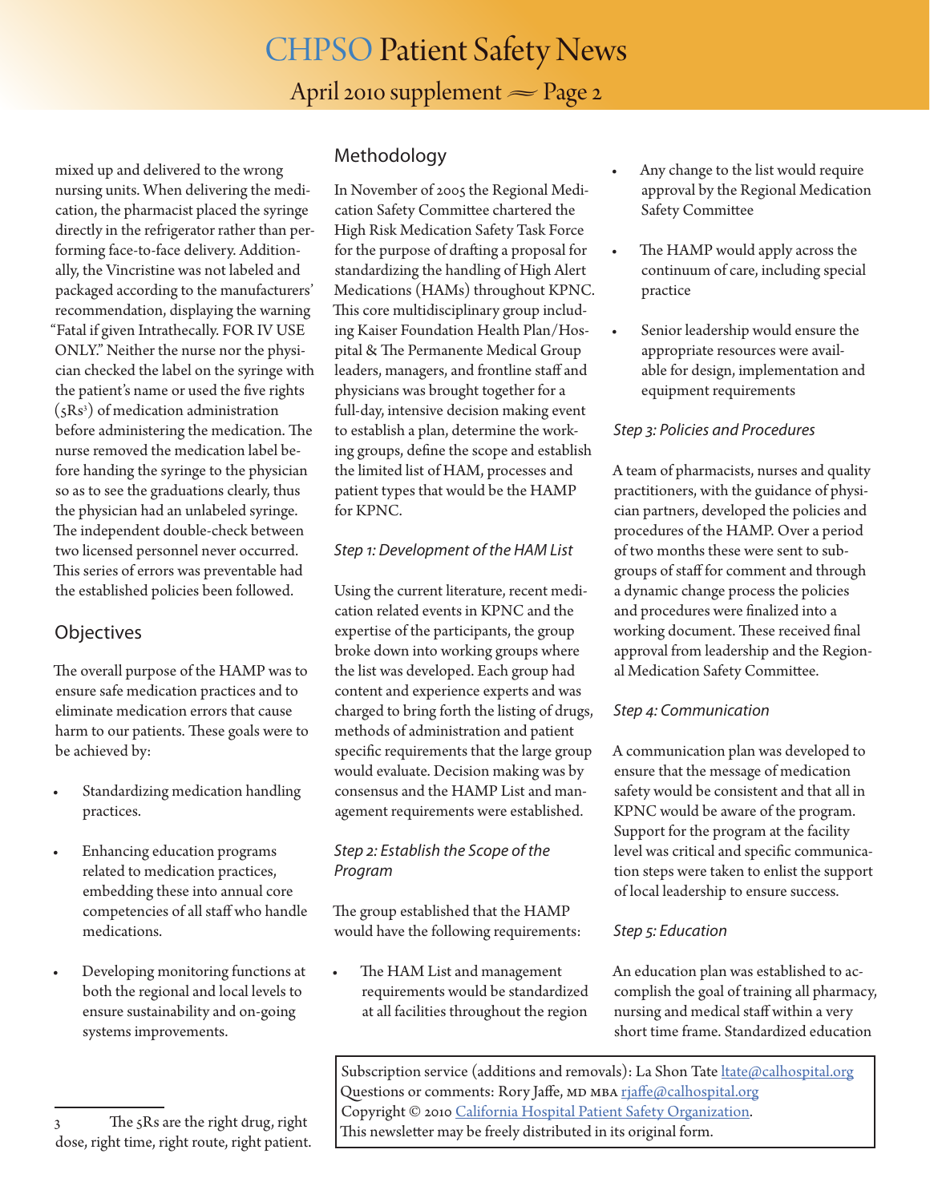mixed up and delivered to the wrong nursing units. When delivering the medication, the pharmacist placed the syringe directly in the refrigerator rather than performing face-to-face delivery. Additionally, the Vincristine was not labeled and packaged according to the manufacturers' recommendation, displaying the warning "Fatal if given Intrathecally. FOR IV USE ONLY." Neither the nurse nor the physician checked the label on the syringe with the patient's name or used the five rights (5Rs[3]) of medication administration before administering the medication. The nurse removed the medication label before handing the syringe to the physician so as to see the graduations clearly, thus the physician had an unlabeled syringe. The independent double-check between two licensed personnel never occurred. This series of errors was preventable had the established policies been followed.

## Objectives

The overall purpose of the HAMP was to ensure safe medication practices and to eliminate medication errors that cause harm to our patients. These goals were to be achieved by:

- Standardizing medication handling practices.
- Enhancing education programs related to medication practices, embedding these into annual core competencies of all staff who handle medications.
- Developing monitoring functions at both the regional and local levels to ensure sustainability and on-going systems improvements.

## Methodology

In November of 2005 the Regional Medication Safety Committee chartered the High Risk Medication Safety Task Force for the purpose of drafting a proposal for standardizing the handling of High Alert Medications (HAMs) throughout KPNC. This core multidisciplinary group including Kaiser Foundation Health Plan/Hospital & The Permanente Medical Group leaders, managers, and frontline staff and physicians was brought together for a full-day, intensive decision making event to establish a plan, determine the working groups, define the scope and establish the limited list of HAM, processes and patient types that would be the HAMP for KPNC.

### *Step 1: Development of the HAM List*

Using the current literature, recent medication related events in KPNC and the expertise of the participants, the group broke down into working groups where the list was developed. Each group had content and experience experts and was charged to bring forth the listing of drugs, methods of administration and patient specific requirements that the large group would evaluate. Decision making was by consensus and the HAMP List and management requirements were established.

### *Step 2: Establish the Scope of the Program*

The group established that the HAMP would have the following requirements:

- The HAM List and management requirements would be standardized at all facilities throughout the region
- Any change to the list would require approval by the Regional Medication Safety Committee
- The HAMP would apply across the continuum of care, including special practice
- Senior leadership would ensure the appropriate resources were available for design, implementation and equipment requirements

### *Step 3: Policies and Procedures*

A team of pharmacists, nurses and quality practitioners, with the guidance of physician partners, developed the policies and procedures of the HAMP. Over a period of two months these were sent to subgroups of staff for comment and through a dynamic change process the policies and procedures were finalized into a working document. These received final approval from leadership and the Regional Medication Safety Committee.

### *Step 4: Communication*

A communication plan was developed to ensure that the message of medication safety would be consistent and that all in KPNC would be aware of the program. Support for the program at the facility level was critical and specific communication steps were taken to enlist the support of local leadership to ensure success.

### *Step 5: Education*

An education plan was established to accomplish the goal of training all pharmacy, nursing and medical staff within a very short time frame. Standardized education

---

[3] The 5Rs are the right drug, right dose, right time, right route, right patient.

Subscription service (additions and removals): La Shon Tate ltate@calhospital.org
Questions or comments: Rory Jaffe, MD MBA rjaffe@calhospital.org
Copyright © 2010 California Hospital Patient Safety Organization.
This newsletter may be freely distributed in its original form.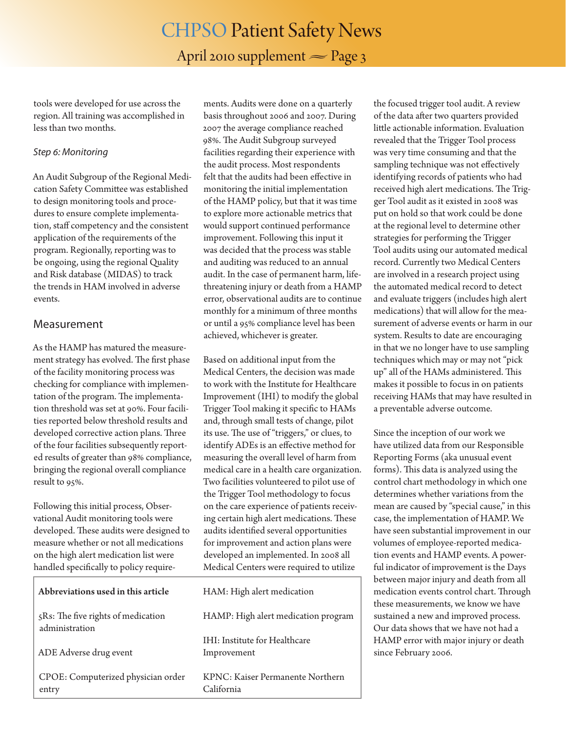tools were developed for use across the region. All training was accomplished in less than two months.

*Step 6: Monitoring*

An Audit Subgroup of the Regional Medication Safety Committee was established to design monitoring tools and procedures to ensure complete implementation, staff competency and the consistent application of the requirements of the program. Regionally, reporting was to be ongoing, using the regional Quality and Risk database (MIDAS) to track the trends in HAM involved in adverse events.

## Measurement

As the HAMP has matured the measurement strategy has evolved. The first phase of the facility monitoring process was checking for compliance with implementation of the program. The implementation threshold was set at 90%. Four facilities reported below threshold results and developed corrective action plans. Three of the four facilities subsequently reported results of greater than 98% compliance, bringing the regional overall compliance result to 95%.

Following this initial process, Observational Audit monitoring tools were developed. These audits were designed to measure whether or not all medications on the high alert medication list were handled specifically to policy requirements. Audits were done on a quarterly basis throughout 2006 and 2007. During 2007 the average compliance reached 98%. The Audit Subgroup surveyed facilities regarding their experience with the audit process. Most respondents felt that the audits had been effective in monitoring the initial implementation of the HAMP policy, but that it was time to explore more actionable metrics that would support continued performance improvement. Following this input it was decided that the process was stable and auditing was reduced to an annual audit. In the case of permanent harm, life-threatening injury or death from a HAMP error, observational audits are to continue monthly for a minimum of three months or until a 95% compliance level has been achieved, whichever is greater.

Based on additional input from the Medical Centers, the decision was made to work with the Institute for Healthcare Improvement (IHI) to modify the global Trigger Tool making it specific to HAMs and, through small tests of change, pilot its use. The use of "triggers," or clues, to identify ADEs is an effective method for measuring the overall level of harm from medical care in a health care organization. Two facilities volunteered to pilot use of the Trigger Tool methodology to focus on the care experience of patients receiving certain high alert medications. These audits identified several opportunities for improvement and action plans were developed an implemented. In 2008 all Medical Centers were required to utilize the focused trigger tool audit. A review of the data after two quarters provided little actionable information. Evaluation revealed that the Trigger Tool process was very time consuming and that the sampling technique was not effectively identifying records of patients who had received high alert medications. The Trigger Tool audit as it existed in 2008 was put on hold so that work could be done at the regional level to determine other strategies for performing the Trigger Tool audits using our automated medical record. Currently two Medical Centers are involved in a research project using the automated medical record to detect and evaluate triggers (includes high alert medications) that will allow for the measurement of adverse events or harm in our system. Results to date are encouraging in that we no longer have to use sampling techniques which may or may not "pick up" all of the HAMs administered. This makes it possible to focus in on patients receiving HAMs that may have resulted in a preventable adverse outcome.

Since the inception of our work we have utilized data from our Responsible Reporting Forms (aka unusual event forms). This data is analyzed using the control chart methodology in which one determines whether variations from the mean are caused by "special cause," in this case, the implementation of HAMP. We have seen substantial improvement in our volumes of employee-reported medication events and HAMP events. A powerful indicator of improvement is the Days between major injury and death from all medication events control chart. Through these measurements, we know we have sustained a new and improved process. Our data shows that we have not had a HAMP error with major injury or death since February 2006.

| **Abbreviations used in this article** | HAM: High alert medication |
|---|---|
| 5Rs: The five rights of medication administration | HAMP: High alert medication program |
| ADE Adverse drug event | IHI: Institute for Healthcare Improvement |
| CPOE: Computerized physician order entry | KPNC: Kaiser Permanente Northern California |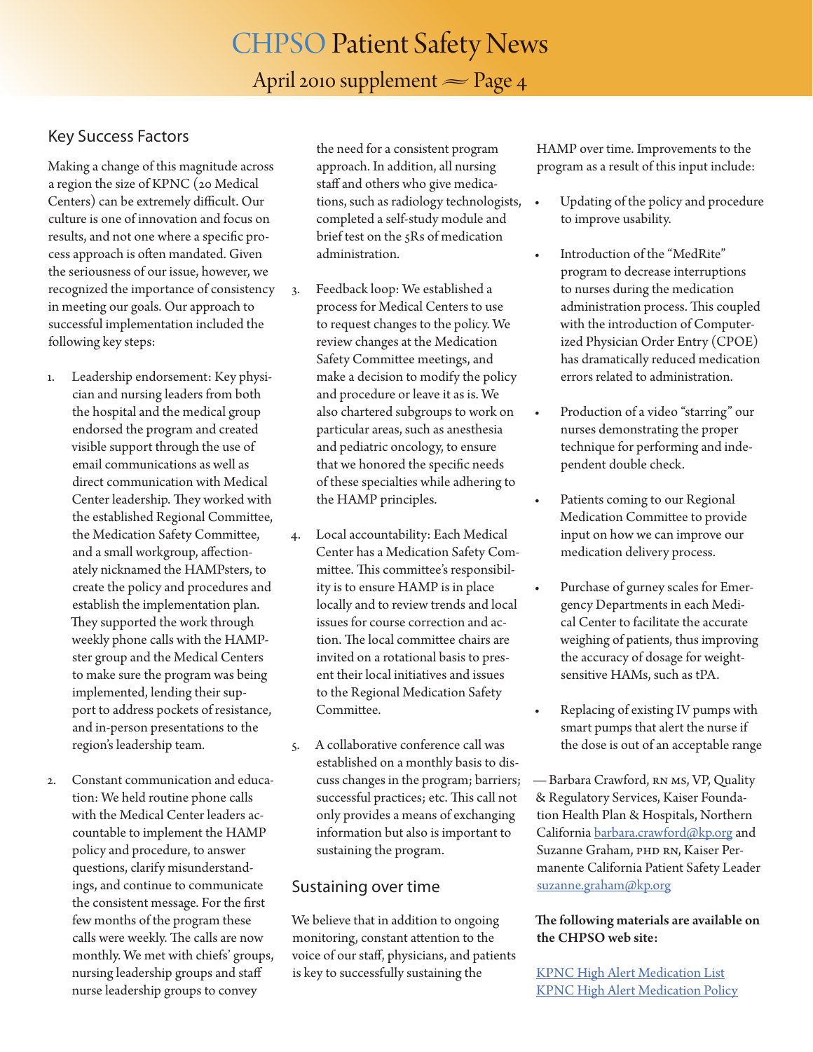## Key Success Factors

Making a change of this magnitude across a region the size of KPNC (20 Medical Centers) can be extremely difficult. Our culture is one of innovation and focus on results, and not one where a specific process approach is often mandated. Given the seriousness of our issue, however, we recognized the importance of consistency in meeting our goals. Our approach to successful implementation included the following key steps:

1. Leadership endorsement: Key physician and nursing leaders from both the hospital and the medical group endorsed the program and created visible support through the use of email communications as well as direct communication with Medical Center leadership. They worked with the established Regional Committee, the Medication Safety Committee, and a small workgroup, affectionately nicknamed the HAMPsters, to create the policy and procedures and establish the implementation plan. They supported the work through weekly phone calls with the HAMPster group and the Medical Centers to make sure the program was being implemented, lending their support to address pockets of resistance, and in-person presentations to the region's leadership team.

2. Constant communication and education: We held routine phone calls with the Medical Center leaders accountable to implement the HAMP policy and procedure, to answer questions, clarify misunderstandings, and continue to communicate the consistent message. For the first few months of the program these calls were weekly. The calls are now monthly. We met with chiefs' groups, nursing leadership groups and staff nurse leadership groups to convey the need for a consistent program approach. In addition, all nursing staff and others who give medications, such as radiology technologists, completed a self-study module and brief test on the 5Rs of medication administration.

3. Feedback loop: We established a process for Medical Centers to use to request changes to the policy. We review changes at the Medication Safety Committee meetings, and make a decision to modify the policy and procedure or leave it as is. We also chartered subgroups to work on particular areas, such as anesthesia and pediatric oncology, to ensure that we honored the specific needs of these specialties while adhering to the HAMP principles.

4. Local accountability: Each Medical Center has a Medication Safety Committee. This committee's responsibility is to ensure HAMP is in place locally and to review trends and local issues for course correction and action. The local committee chairs are invited on a rotational basis to present their local initiatives and issues to the Regional Medication Safety Committee.

5. A collaborative conference call was established on a monthly basis to discuss changes in the program; barriers; successful practices; etc. This call not only provides a means of exchanging information but also is important to sustaining the program.

## Sustaining over time

We believe that in addition to ongoing monitoring, constant attention to the voice of our staff, physicians, and patients is key to successfully sustaining the HAMP over time. Improvements to the program as a result of this input include:

- Updating of the policy and procedure to improve usability.
- Introduction of the "MedRite" program to decrease interruptions to nurses during the medication administration process. This coupled with the introduction of Computerized Physician Order Entry (CPOE) has dramatically reduced medication errors related to administration.
- Production of a video "starring" our nurses demonstrating the proper technique for performing and independent double check.
- Patients coming to our Regional Medication Committee to provide input on how we can improve our medication delivery process.
- Purchase of gurney scales for Emergency Departments in each Medical Center to facilitate the accurate weighing of patients, thus improving the accuracy of dosage for weight-sensitive HAMs, such as tPA.
- Replacing of existing IV pumps with smart pumps that alert the nurse if the dose is out of an acceptable range

— Barbara Crawford, RN MS, VP, Quality & Regulatory Services, Kaiser Foundation Health Plan & Hospitals, Northern California barbara.crawford@kp.org and Suzanne Graham, PHD RN, Kaiser Permanente California Patient Safety Leader suzanne.graham@kp.org

**The following materials are available on the CHPSO web site:**

KPNC High Alert Medication List
KPNC High Alert Medication Policy